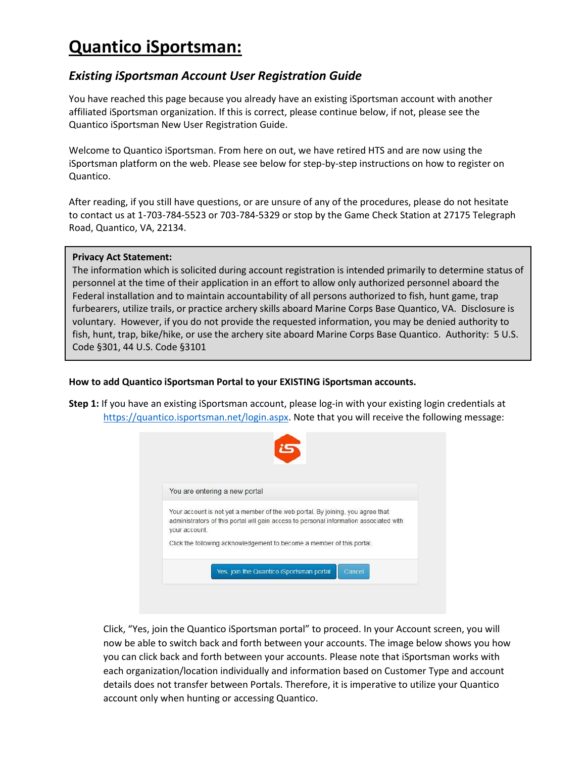# Quantico iSportsman:

## *Existing iSportsman Account User Registration Guide*

You have reached this page because you already have an existing iSportsman account with another affiliated iSportsman organization. If this is correct, please continue below, if not, please see the Quantico iSportsman New User Registration Guide.

Welcome to Quantico iSportsman. From here on out, we have retired HTS and are now using the iSportsman platform on the web. Please see below for step-by-step instructions on how to register on Quantico.

After reading, if you still have questions, or are unsure of any of the procedures, please do not hesitate to contact us at 1-703-784-5523 or 703-784-5329 or stop by the Game Check Station at 27175 Telegraph Road, Quantico, VA, 22134.

> **Privacy Act Statement:**
> The information which is solicited during account registration is intended primarily to determine status of personnel at the time of their application in an effort to allow only authorized personnel aboard the Federal installation and to maintain accountability of all persons authorized to fish, hunt game, trap furbearers, utilize trails, or practice archery skills aboard Marine Corps Base Quantico, VA. Disclosure is voluntary. However, if you do not provide the requested information, you may be denied authority to fish, hunt, trap, bike/hike, or use the archery site aboard Marine Corps Base Quantico. Authority: 5 U.S. Code §301, 44 U.S. Code §3101

**How to add Quantico iSportsman Portal to your EXISTING iSportsman accounts.**

**Step 1:** If you have an existing iSportsman account, please log-in with your existing login credentials at https://quantico.isportsman.net/login.aspx. Note that you will receive the following message:

You are entering a new portal

Your account is not yet a member of the web portal. By joining, you agree that administrators of this portal will gain access to personal information associated with your account.

Click the following acknowledgement to become a member of this portal.

[Yes, join the Quantico iSportsman portal] [Cancel]

Click, "Yes, join the Quantico iSportsman portal" to proceed. In your Account screen, you will now be able to switch back and forth between your accounts. The image below shows you how you can click back and forth between your accounts. Please note that iSportsman works with each organization/location individually and information based on Customer Type and account details does not transfer between Portals. Therefore, it is imperative to utilize your Quantico account only when hunting or accessing Quantico.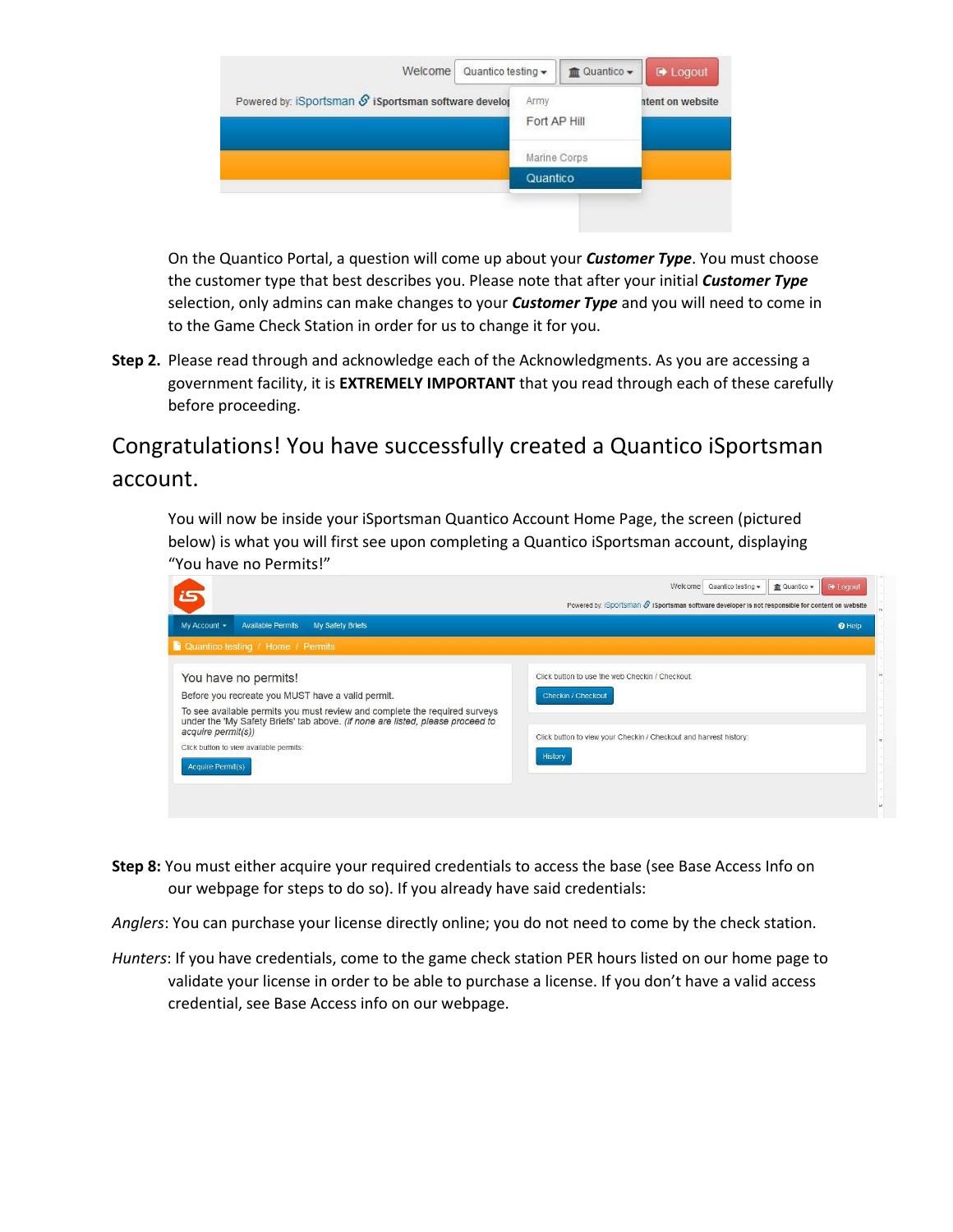On the Quantico Portal, a question will come up about your ***Customer Type***. You must choose the customer type that best describes you. Please note that after your initial ***Customer Type*** selection, only admins can make changes to your ***Customer Type*** and you will need to come in to the Game Check Station in order for us to change it for you.

**Step 2.** Please read through and acknowledge each of the Acknowledgments. As you are accessing a government facility, it is **EXTREMELY IMPORTANT** that you read through each of these carefully before proceeding.

## Congratulations! You have successfully created a Quantico iSportsman account.

You will now be inside your iSportsman Quantico Account Home Page, the screen (pictured below) is what you will first see upon completing a Quantico iSportsman account, displaying "You have no Permits!"

**Step 8:** You must either acquire your required credentials to access the base (see Base Access Info on our webpage for steps to do so). If you already have said credentials:

*Anglers*: You can purchase your license directly online; you do not need to come by the check station.

*Hunters*: If you have credentials, come to the game check station PER hours listed on our home page to validate your license in order to be able to purchase a license. If you don't have a valid access credential, see Base Access info on our webpage.